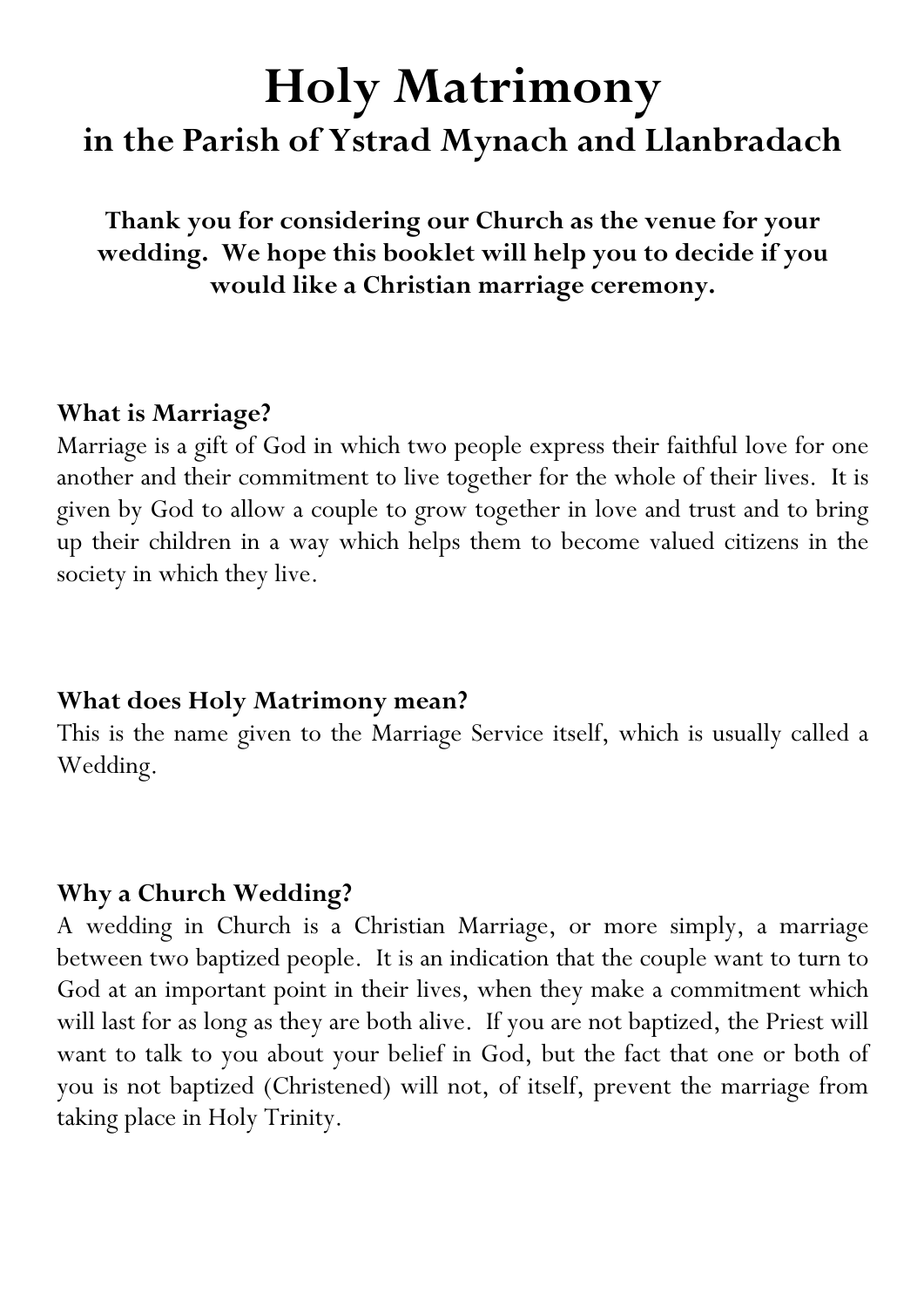# Holy Matrimony

## in the Parish of Ystrad Mynach and Llanbradach

**Thank you for considering our Church as the venue for your wedding. We hope this booklet will help you to decide if you would like a Christian marriage ceremony.**

### What is Marriage?

Marriage is a gift of God in which two people express their faithful love for one another and their commitment to live together for the whole of their lives. It is given by God to allow a couple to grow together in love and trust and to bring up their children in a way which helps them to become valued citizens in the society in which they live.

### What does Holy Matrimony mean?

This is the name given to the Marriage Service itself, which is usually called a Wedding.

### Why a Church Wedding?

A wedding in Church is a Christian Marriage, or more simply, a marriage between two baptized people. It is an indication that the couple want to turn to God at an important point in their lives, when they make a commitment which will last for as long as they are both alive. If you are not baptized, the Priest will want to talk to you about your belief in God, but the fact that one or both of you is not baptized (Christened) will not, of itself, prevent the marriage from taking place in Holy Trinity.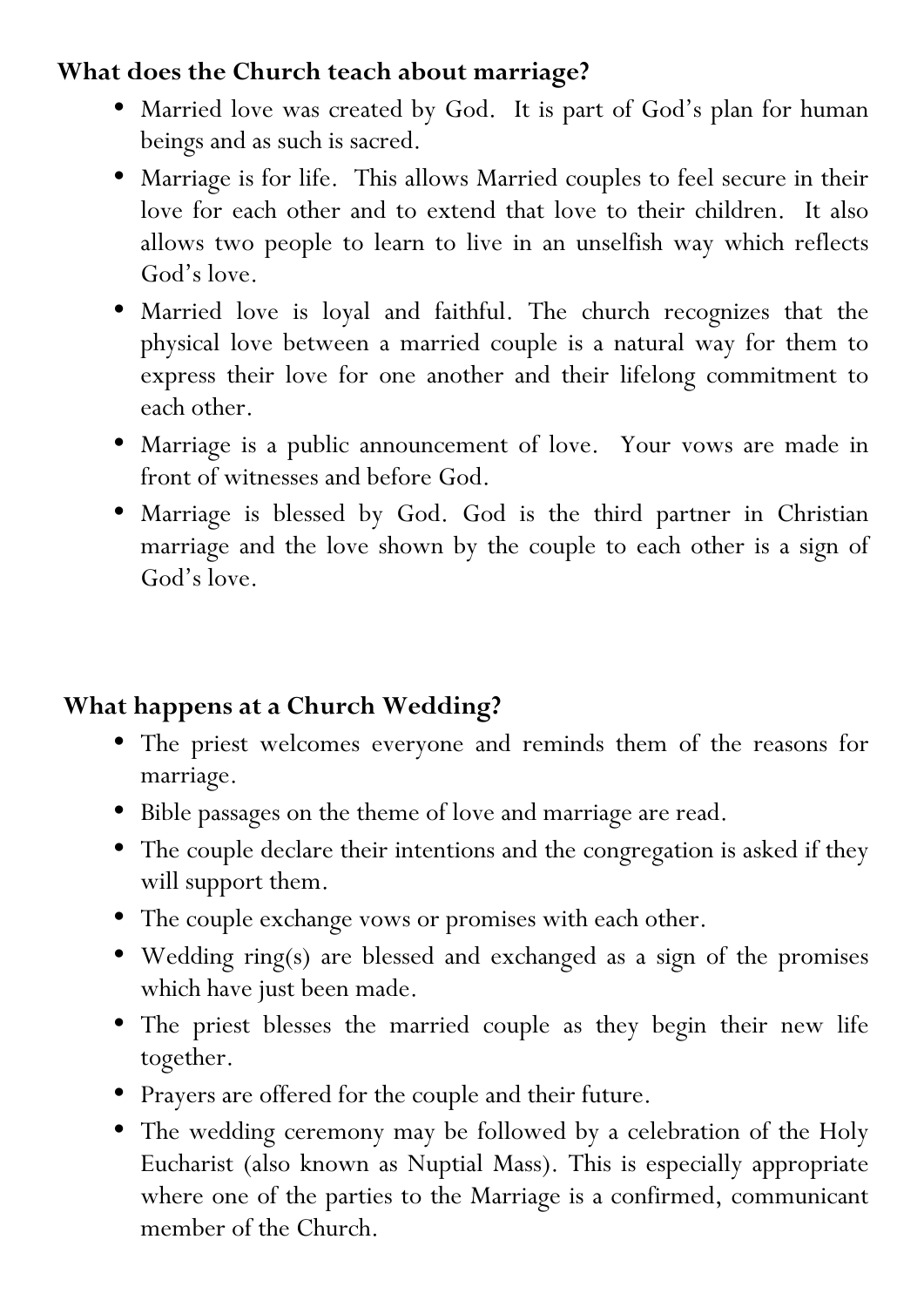**What does the Church teach about marriage?**

- Married love was created by God. It is part of God's plan for human beings and as such is sacred.
- Marriage is for life. This allows Married couples to feel secure in their love for each other and to extend that love to their children. It also allows two people to learn to live in an unselfish way which reflects God's love.
- Married love is loyal and faithful. The church recognizes that the physical love between a married couple is a natural way for them to express their love for one another and their lifelong commitment to each other.
- Marriage is a public announcement of love. Your vows are made in front of witnesses and before God.
- Marriage is blessed by God. God is the third partner in Christian marriage and the love shown by the couple to each other is a sign of God's love.

**What happens at a Church Wedding?**

- The priest welcomes everyone and reminds them of the reasons for marriage.
- Bible passages on the theme of love and marriage are read.
- The couple declare their intentions and the congregation is asked if they will support them.
- The couple exchange vows or promises with each other.
- Wedding ring(s) are blessed and exchanged as a sign of the promises which have just been made.
- The priest blesses the married couple as they begin their new life together.
- Prayers are offered for the couple and their future.
- The wedding ceremony may be followed by a celebration of the Holy Eucharist (also known as Nuptial Mass). This is especially appropriate where one of the parties to the Marriage is a confirmed, communicant member of the Church.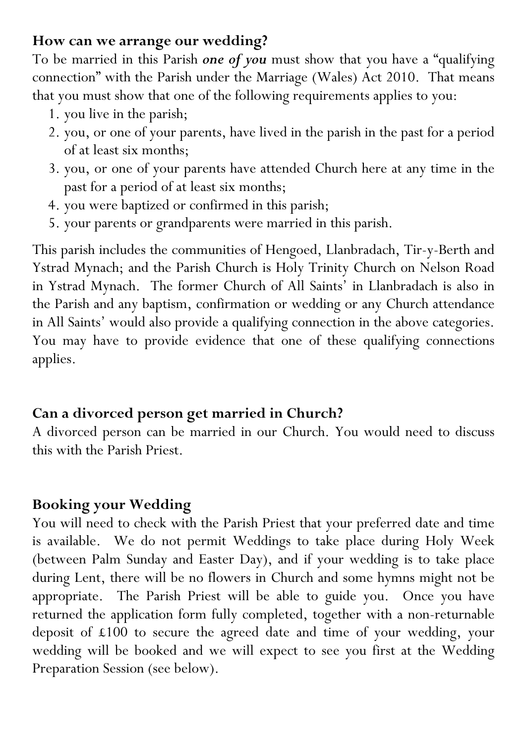## How can we arrange our wedding?

To be married in this Parish ***one of you*** must show that you have a "qualifying connection" with the Parish under the Marriage (Wales) Act 2010. That means that you must show that one of the following requirements applies to you:

1. you live in the parish;
2. you, or one of your parents, have lived in the parish in the past for a period of at least six months;
3. you, or one of your parents have attended Church here at any time in the past for a period of at least six months;
4. you were baptized or confirmed in this parish;
5. your parents or grandparents were married in this parish.

This parish includes the communities of Hengoed, Llanbradach, Tir-y-Berth and Ystrad Mynach; and the Parish Church is Holy Trinity Church on Nelson Road in Ystrad Mynach. The former Church of All Saints' in Llanbradach is also in the Parish and any baptism, confirmation or wedding or any Church attendance in All Saints' would also provide a qualifying connection in the above categories. You may have to provide evidence that one of these qualifying connections applies.

## Can a divorced person get married in Church?

A divorced person can be married in our Church. You would need to discuss this with the Parish Priest.

## Booking your Wedding

You will need to check with the Parish Priest that your preferred date and time is available. We do not permit Weddings to take place during Holy Week (between Palm Sunday and Easter Day), and if your wedding is to take place during Lent, there will be no flowers in Church and some hymns might not be appropriate. The Parish Priest will be able to guide you. Once you have returned the application form fully completed, together with a non-returnable deposit of £100 to secure the agreed date and time of your wedding, your wedding will be booked and we will expect to see you first at the Wedding Preparation Session (see below).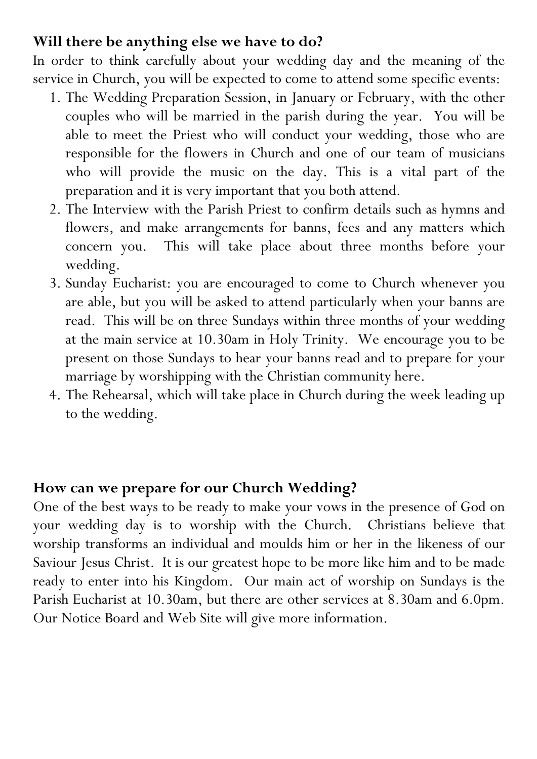## Will there be anything else we have to do?

In order to think carefully about your wedding day and the meaning of the service in Church, you will be expected to come to attend some specific events:

1. The Wedding Preparation Session, in January or February, with the other couples who will be married in the parish during the year. You will be able to meet the Priest who will conduct your wedding, those who are responsible for the flowers in Church and one of our team of musicians who will provide the music on the day. This is a vital part of the preparation and it is very important that you both attend.
2. The Interview with the Parish Priest to confirm details such as hymns and flowers, and make arrangements for banns, fees and any matters which concern you. This will take place about three months before your wedding.
3. Sunday Eucharist: you are encouraged to come to Church whenever you are able, but you will be asked to attend particularly when your banns are read. This will be on three Sundays within three months of your wedding at the main service at 10.30am in Holy Trinity. We encourage you to be present on those Sundays to hear your banns read and to prepare for your marriage by worshipping with the Christian community here.
4. The Rehearsal, which will take place in Church during the week leading up to the wedding.

## How can we prepare for our Church Wedding?

One of the best ways to be ready to make your vows in the presence of God on your wedding day is to worship with the Church. Christians believe that worship transforms an individual and moulds him or her in the likeness of our Saviour Jesus Christ. It is our greatest hope to be more like him and to be made ready to enter into his Kingdom. Our main act of worship on Sundays is the Parish Eucharist at 10.30am, but there are other services at 8.30am and 6.0pm. Our Notice Board and Web Site will give more information.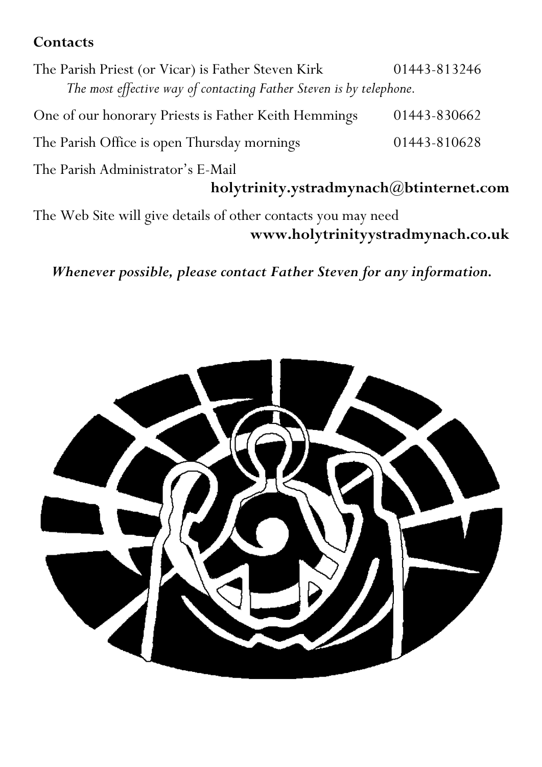**Contacts**

The Parish Priest (or Vicar) is Father Steven Kirk 01443-813246

*The most effective way of contacting Father Steven is by telephone.*

One of our honorary Priests is Father Keith Hemmings 01443-830662

The Parish Office is open Thursday mornings 01443-810628

The Parish Administrator's E-Mail

**holytrinity.ystradmynach@btinternet.com**

The Web Site will give details of other contacts you may need

**www.holytrinityystradmynach.co.uk**

***Whenever possible, please contact Father Steven for any information.***